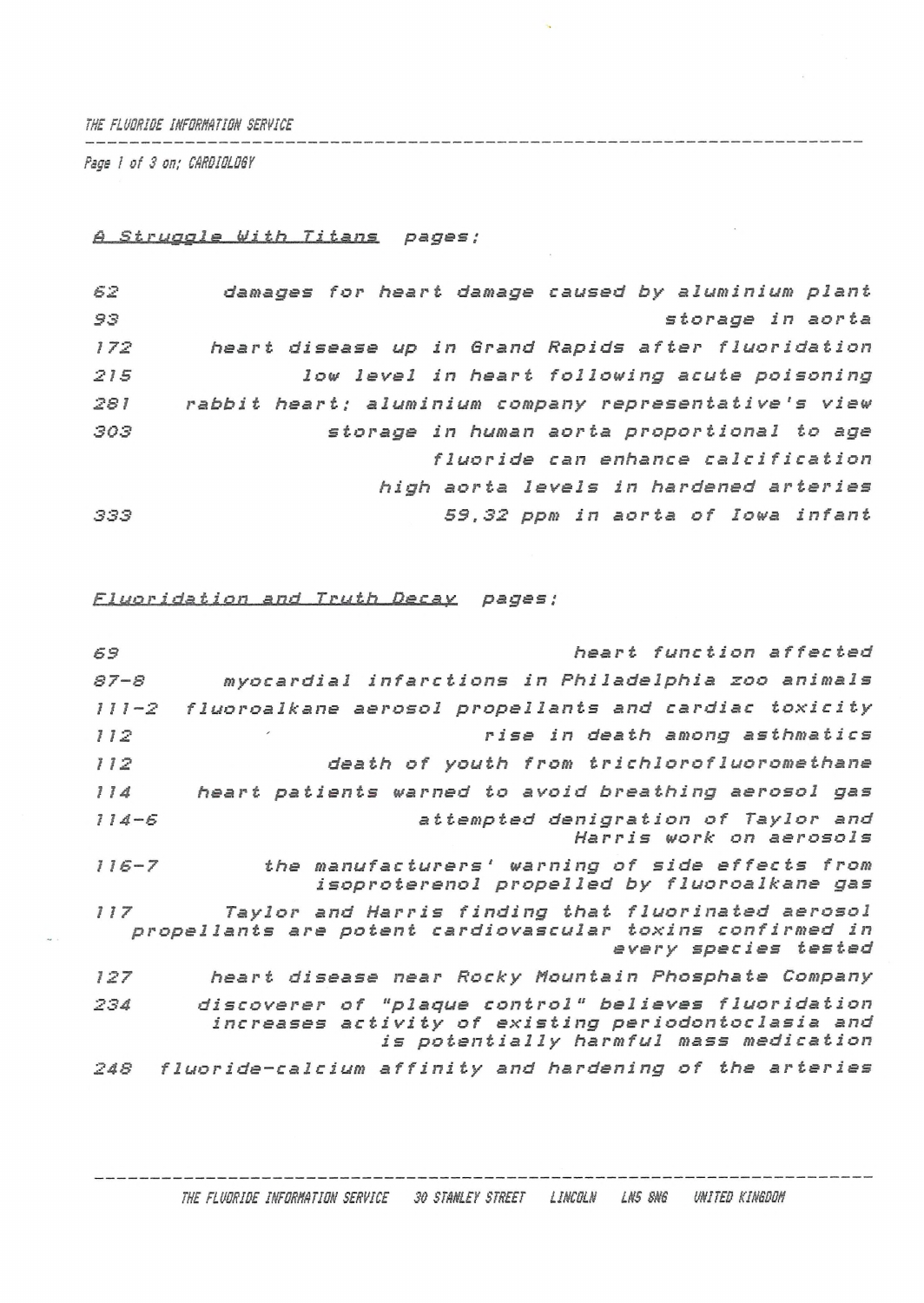THE FLUORIDE INFORMATION SERVICE

Page 1 of 3 on: CARDIOLOGY

*A Struggle With Titans* pages:

| | |
|---|---|
| 62 | damages for heart damage caused by aluminium plant |
| 93 | storage in aorta |
| 172 | heart disease up in Grand Rapids after fluoridation |
| 215 | low level in heart following acute poisoning |
| 281 | rabbit heart; aluminium company representative's view |
| 303 | storage in human aorta proportional to age |
| | fluoride can enhance calcification |
| | high aorta levels in hardened arteries |
| 333 | 59.32 ppm in aorta of Iowa infant |

*Fluoridation and Truth Decay* pages:

| | |
|---|---|
| 69 | heart function affected |
| 87-8 | myocardial infarctions in Philadelphia zoo animals |
| 111-2 | fluoroalkane aerosol propellants and cardiac toxicity |
| 112 | rise in death among asthmatics |
| 112 | death of youth from trichlorofluoromethane |
| 114 | heart patients warned to avoid breathing aerosol gas |
| 114-6 | attempted denigration of Taylor and Harris work on aerosols |
| 116-7 | the manufacturers' warning of side effects from isoproterenol propelled by fluoroalkane gas |
| 117 | Taylor and Harris finding that fluorinated aerosol propellants are potent cardiovascular toxins confirmed in every species tested |
| 127 | heart disease near Rocky Mountain Phosphate Company |
| 234 | discoverer of "plaque control" believes fluoridation increases activity of existing periodontoclasia and is potentially harmful mass medication |
| 248 | fluoride-calcium affinity and hardening of the arteries |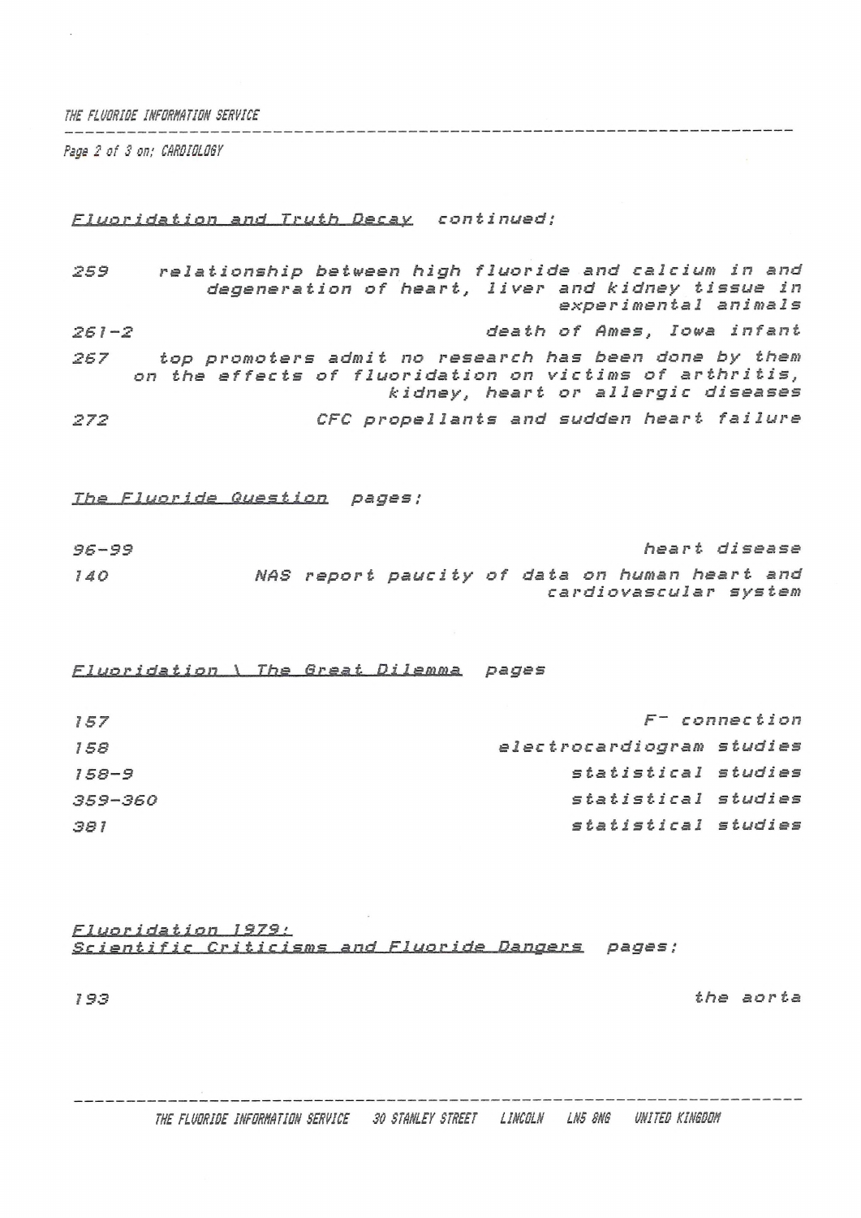*Fluoridation and Truth Decay* continued:

| | |
|---|---|
| 259 | relationship between high fluoride and calcium in and degeneration of heart, liver and kidney tissue in experimental animals |
| 261-2 | death of Ames, Iowa infant |
| 267 | top promoters admit no research has been done by them on the effects of fluoridation on victims of arthritis, kidney, heart or allergic diseases |
| 272 | CFC propellants and sudden heart failure |

*The Fluoride Question* pages:

| | |
|---|---|
| 96-99 | heart disease |
| 140 | NAS report paucity of data on human heart and cardiovascular system |

*Fluoridation \ The Great Dilemma* pages

| | |
|---|---|
| 157 | $F^-$ connection |
| 158 | electrocardiogram studies |
| 158-9 | statistical studies |
| 359-360 | statistical studies |
| 381 | statistical studies |

*Fluoridation 1979:*
*Scientific Criticisms and Fluoride Dangers* pages:

| | |
|---|---|
| 193 | the aorta |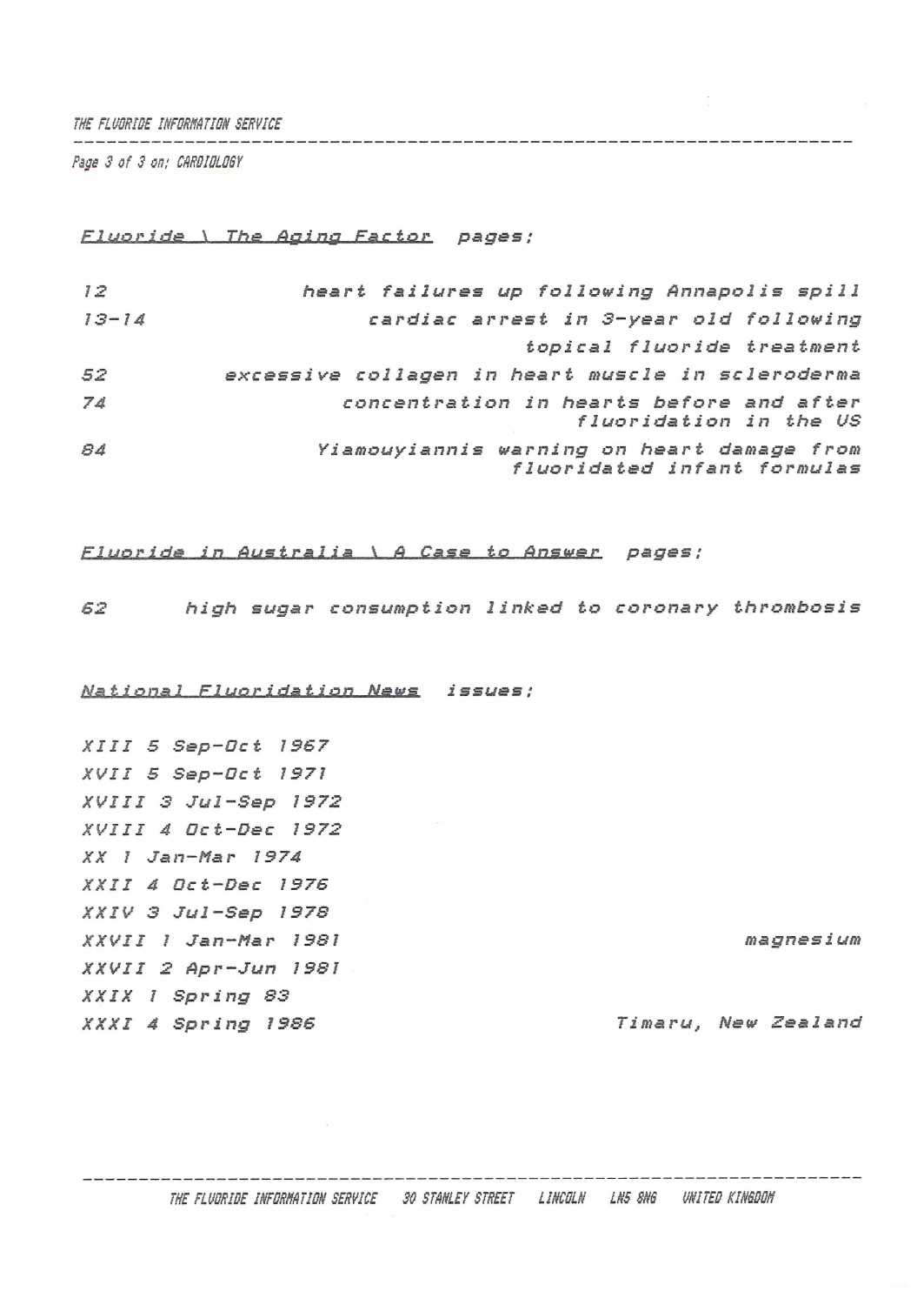Fluoride \ The Aging Factor pages:

| | |
|---|---|
| 12 | heart failures up following Annapolis spill |
| 13-14 | cardiac arrest in 3-year old following topical fluoride treatment |
| 52 | excessive collagen in heart muscle in scleroderma |
| 74 | concentration in hearts before and after fluoridation in the US |
| 84 | Yiamouyiannis warning on heart damage from fluoridated infant formulas |

Fluoride in Australia \ A Case to Answer pages:

| | |
|---|---|
| 62 | high sugar consumption linked to coronary thrombosis |

National Fluoridation News issues:

| | |
|---|---|
| XIII 5 Sep-Oct 1967 | |
| XVII 5 Sep-Oct 1971 | |
| XVIII 3 Jul-Sep 1972 | |
| XVIII 4 Oct-Dec 1972 | |
| XX 1 Jan-Mar 1974 | |
| XXII 4 Oct-Dec 1976 | |
| XXIV 3 Jul-Sep 1978 | |
| XXVII 1 Jan-Mar 1981 | magnesium |
| XXVII 2 Apr-Jun 1981 | |
| XXIX 1 Spring 83 | |
| XXXI 4 Spring 1986 | Timaru, New Zealand |